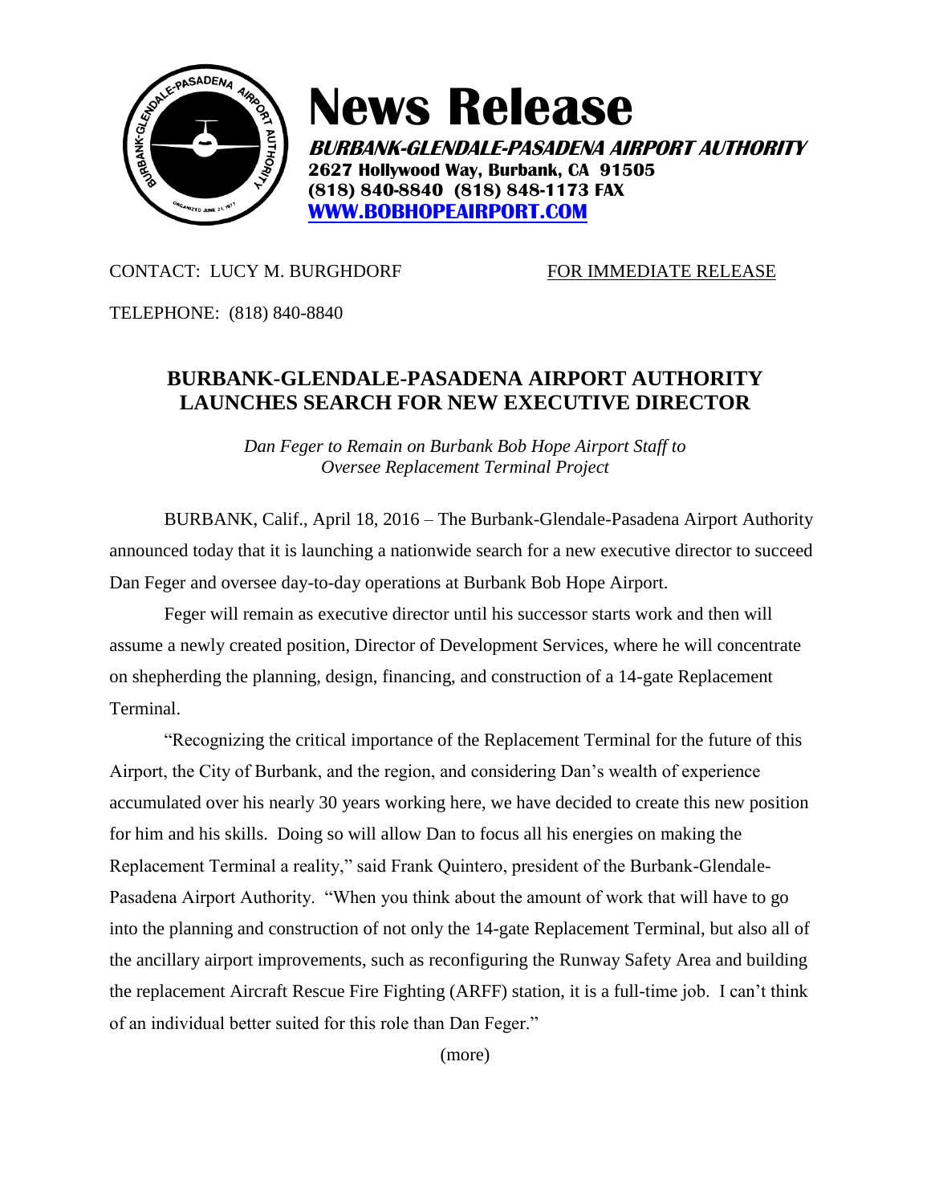# News Release

**BURBANK-GLENDALE-PASADENA AIRPORT AUTHORITY**
**2627 Hollywood Way, Burbank, CA 91505**
**(818) 840-8840 (818) 848-1173 FAX**
**[WWW.BOBHOPEAIRPORT.COM](http://WWW.BOBHOPEAIRPORT.COM)**

CONTACT: LUCY M. BURGHDORF FOR IMMEDIATE RELEASE

TELEPHONE: (818) 840-8840

## BURBANK-GLENDALE-PASADENA AIRPORT AUTHORITY LAUNCHES SEARCH FOR NEW EXECUTIVE DIRECTOR

*Dan Feger to Remain on Burbank Bob Hope Airport Staff to Oversee Replacement Terminal Project*

BURBANK, Calif., April 18, 2016 – The Burbank-Glendale-Pasadena Airport Authority announced today that it is launching a nationwide search for a new executive director to succeed Dan Feger and oversee day-to-day operations at Burbank Bob Hope Airport.

Feger will remain as executive director until his successor starts work and then will assume a newly created position, Director of Development Services, where he will concentrate on shepherding the planning, design, financing, and construction of a 14-gate Replacement Terminal.

"Recognizing the critical importance of the Replacement Terminal for the future of this Airport, the City of Burbank, and the region, and considering Dan's wealth of experience accumulated over his nearly 30 years working here, we have decided to create this new position for him and his skills. Doing so will allow Dan to focus all his energies on making the Replacement Terminal a reality," said Frank Quintero, president of the Burbank-Glendale-Pasadena Airport Authority. "When you think about the amount of work that will have to go into the planning and construction of not only the 14-gate Replacement Terminal, but also all of the ancillary airport improvements, such as reconfiguring the Runway Safety Area and building the replacement Aircraft Rescue Fire Fighting (ARFF) station, it is a full-time job. I can't think of an individual better suited for this role than Dan Feger."

(more)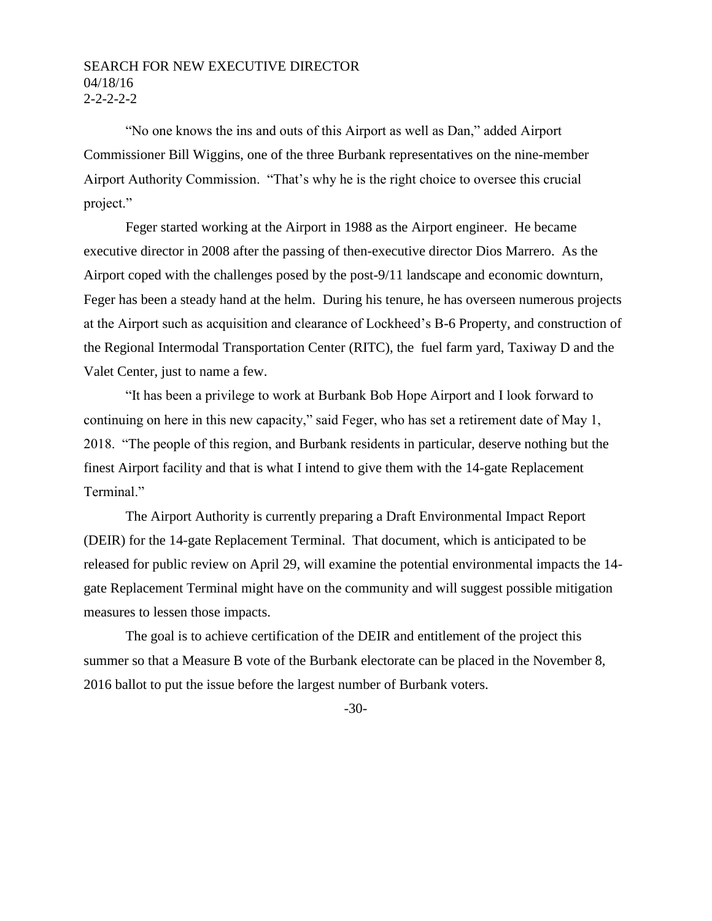"No one knows the ins and outs of this Airport as well as Dan," added Airport Commissioner Bill Wiggins, one of the three Burbank representatives on the nine-member Airport Authority Commission. "That's why he is the right choice to oversee this crucial project."

Feger started working at the Airport in 1988 as the Airport engineer. He became executive director in 2008 after the passing of then-executive director Dios Marrero. As the Airport coped with the challenges posed by the post-9/11 landscape and economic downturn, Feger has been a steady hand at the helm. During his tenure, he has overseen numerous projects at the Airport such as acquisition and clearance of Lockheed's B-6 Property, and construction of the Regional Intermodal Transportation Center (RITC), the fuel farm yard, Taxiway D and the Valet Center, just to name a few.

"It has been a privilege to work at Burbank Bob Hope Airport and I look forward to continuing on here in this new capacity," said Feger, who has set a retirement date of May 1, 2018. "The people of this region, and Burbank residents in particular, deserve nothing but the finest Airport facility and that is what I intend to give them with the 14-gate Replacement Terminal."

The Airport Authority is currently preparing a Draft Environmental Impact Report (DEIR) for the 14-gate Replacement Terminal. That document, which is anticipated to be released for public review on April 29, will examine the potential environmental impacts the 14-gate Replacement Terminal might have on the community and will suggest possible mitigation measures to lessen those impacts.

The goal is to achieve certification of the DEIR and entitlement of the project this summer so that a Measure B vote of the Burbank electorate can be placed in the November 8, 2016 ballot to put the issue before the largest number of Burbank voters.

-30-